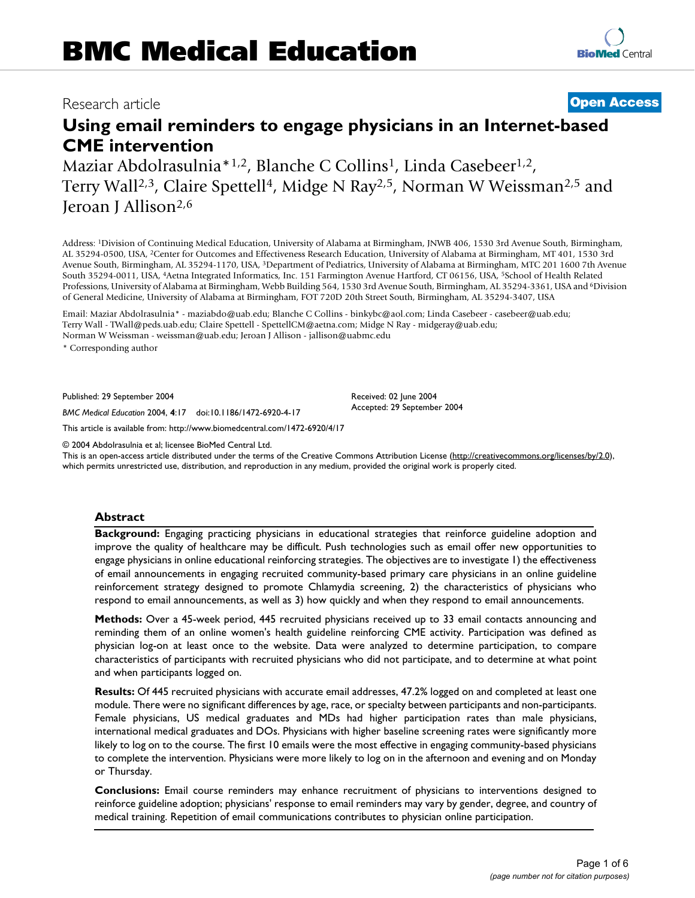# BMC Medical Education

Research article

**Open Access**

## Using email reminders to engage physicians in an Internet-based CME intervention

Maziar Abdolrasulnia*[1,2], Blanche C Collins[1], Linda Casebeer[1,2], Terry Wall[2,3], Claire Spettell[4], Midge N Ray[2,5], Norman W Weissman[2,5] and Jeroan J Allison[2,6]

Address: [1]Division of Continuing Medical Education, University of Alabama at Birmingham, JNWB 406, 1530 3rd Avenue South, Birmingham, AL 35294-0500, USA, [2]Center for Outcomes and Effectiveness Research Education, University of Alabama at Birmingham, MT 401, 1530 3rd Avenue South, Birmingham, AL 35294-1170, USA, [3]Department of Pediatrics, University of Alabama at Birmingham, MTC 201 1600 7th Avenue South 35294-0011, USA, [4]Aetna Integrated Informatics, Inc. 151 Farmington Avenue Hartford, CT 06156, USA, [5]School of Health Related Professions, University of Alabama at Birmingham, Webb Building 564, 1530 3rd Avenue South, Birmingham, AL 35294-3361, USA and [6]Division of General Medicine, University of Alabama at Birmingham, FOT 720D 20th Street South, Birmingham, AL 35294-3407, USA

Email: Maziar Abdolrasulnia* - maziabdo@uab.edu; Blanche C Collins - binkybc@aol.com; Linda Casebeer - casebeer@uab.edu; Terry Wall - TWall@peds.uab.edu; Claire Spettell - SpettellCM@aetna.com; Midge N Ray - midgeray@uab.edu; Norman W Weissman - weissman@uab.edu; Jeroan J Allison - jallison@uabmc.edu

* Corresponding author

Published: 29 September 2004

*BMC Medical Education* 2004, **4**:17 doi:10.1186/1472-6920-4-17

Received: 02 June 2004
Accepted: 29 September 2004

This article is available from: http://www.biomedcentral.com/1472-6920/4/17

© 2004 Abdolrasulnia et al; licensee BioMed Central Ltd.
This is an open-access article distributed under the terms of the Creative Commons Attribution License (http://creativecommons.org/licenses/by/2.0), which permits unrestricted use, distribution, and reproduction in any medium, provided the original work is properly cited.

### Abstract

**Background:** Engaging practicing physicians in educational strategies that reinforce guideline adoption and improve the quality of healthcare may be difficult. Push technologies such as email offer new opportunities to engage physicians in online educational reinforcing strategies. The objectives are to investigate 1) the effectiveness of email announcements in engaging recruited community-based primary care physicians in an online guideline reinforcement strategy designed to promote Chlamydia screening, 2) the characteristics of physicians who respond to email announcements, as well as 3) how quickly and when they respond to email announcements.

**Methods:** Over a 45-week period, 445 recruited physicians received up to 33 email contacts announcing and reminding them of an online women's health guideline reinforcing CME activity. Participation was defined as physician log-on at least once to the website. Data were analyzed to determine participation, to compare characteristics of participants with recruited physicians who did not participate, and to determine at what point and when participants logged on.

**Results:** Of 445 recruited physicians with accurate email addresses, 47.2% logged on and completed at least one module. There were no significant differences by age, race, or specialty between participants and non-participants. Female physicians, US medical graduates and MDs had higher participation rates than male physicians, international medical graduates and DOs. Physicians with higher baseline screening rates were significantly more likely to log on to the course. The first 10 emails were the most effective in engaging community-based physicians to complete the intervention. Physicians were more likely to log on in the afternoon and evening and on Monday or Thursday.

**Conclusions:** Email course reminders may enhance recruitment of physicians to interventions designed to reinforce guideline adoption; physicians' response to email reminders may vary by gender, degree, and country of medical training. Repetition of email communications contributes to physician online participation.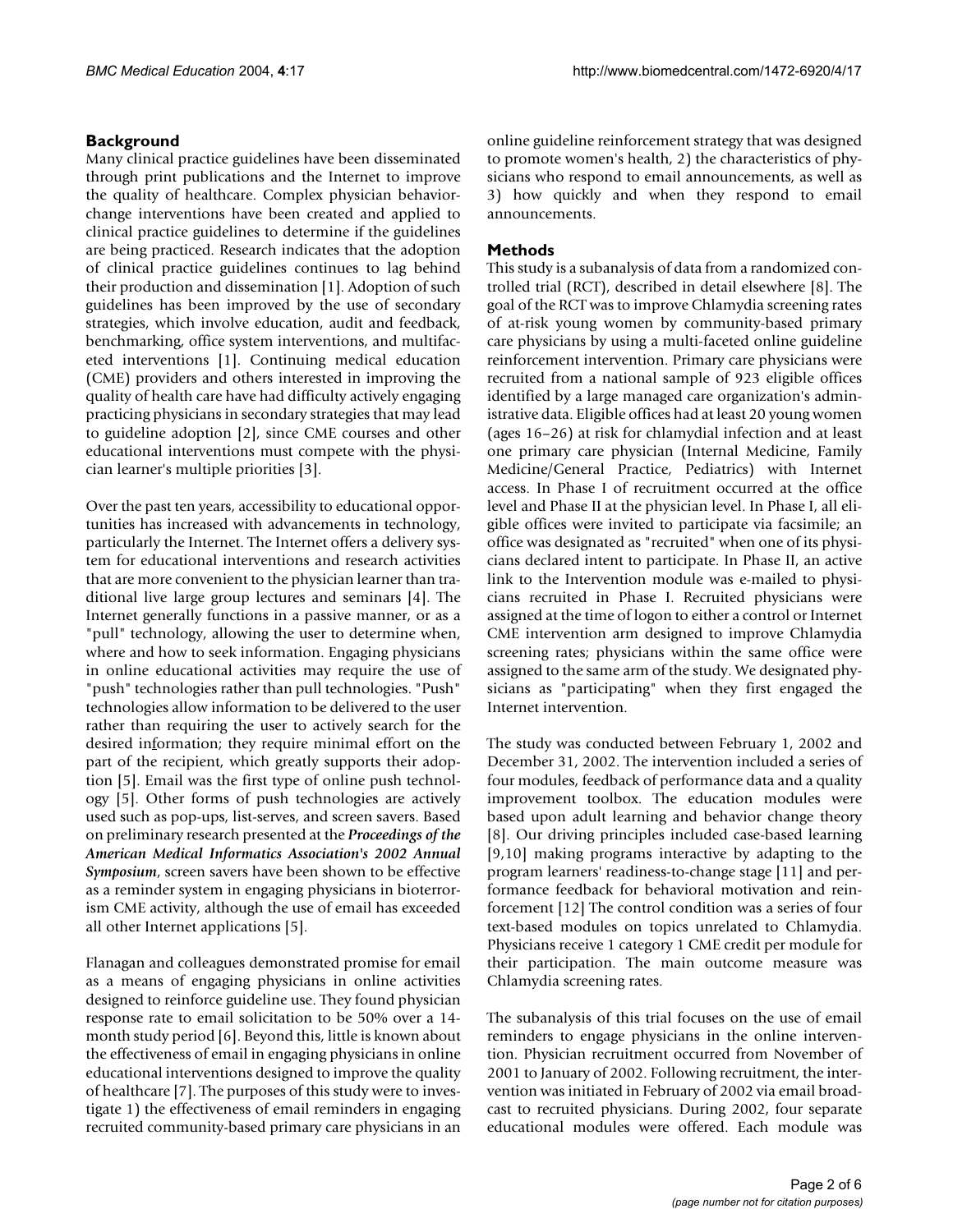## Background

Many clinical practice guidelines have been disseminated through print publications and the Internet to improve the quality of healthcare. Complex physician behavior-change interventions have been created and applied to clinical practice guidelines to determine if the guidelines are being practiced. Research indicates that the adoption of clinical practice guidelines continues to lag behind their production and dissemination [1]. Adoption of such guidelines has been improved by the use of secondary strategies, which involve education, audit and feedback, benchmarking, office system interventions, and multifaceted interventions [1]. Continuing medical education (CME) providers and others interested in improving the quality of health care have had difficulty actively engaging practicing physicians in secondary strategies that may lead to guideline adoption [2], since CME courses and other educational interventions must compete with the physician learner's multiple priorities [3].

Over the past ten years, accessibility to educational opportunities has increased with advancements in technology, particularly the Internet. The Internet offers a delivery system for educational interventions and research activities that are more convenient to the physician learner than traditional live large group lectures and seminars [4]. The Internet generally functions in a passive manner, or as a "pull" technology, allowing the user to determine when, where and how to seek information. Engaging physicians in online educational activities may require the use of "push" technologies rather than pull technologies. "Push" technologies allow information to be delivered to the user rather than requiring the user to actively search for the desired information; they require minimal effort on the part of the recipient, which greatly supports their adoption [5]. Email was the first type of online push technology [5]. Other forms of push technologies are actively used such as pop-ups, list-serves, and screen savers. Based on preliminary research presented at the ***Proceedings of the American Medical Informatics Association's 2002 Annual Symposium***, screen savers have been shown to be effective as a reminder system in engaging physicians in bioterrorism CME activity, although the use of email has exceeded all other Internet applications [5].

Flanagan and colleagues demonstrated promise for email as a means of engaging physicians in online activities designed to reinforce guideline use. They found physician response rate to email solicitation to be 50% over a 14-month study period [6]. Beyond this, little is known about the effectiveness of email in engaging physicians in online educational interventions designed to improve the quality of healthcare [7]. The purposes of this study were to investigate 1) the effectiveness of email reminders in engaging recruited community-based primary care physicians in an online guideline reinforcement strategy that was designed to promote women's health, 2) the characteristics of physicians who respond to email announcements, as well as 3) how quickly and when they respond to email announcements.

## Methods

This study is a subanalysis of data from a randomized controlled trial (RCT), described in detail elsewhere [8]. The goal of the RCT was to improve Chlamydia screening rates of at-risk young women by community-based primary care physicians by using a multi-faceted online guideline reinforcement intervention. Primary care physicians were recruited from a national sample of 923 eligible offices identified by a large managed care organization's administrative data. Eligible offices had at least 20 young women (ages 16–26) at risk for chlamydial infection and at least one primary care physician (Internal Medicine, Family Medicine/General Practice, Pediatrics) with Internet access. In Phase I of recruitment occurred at the office level and Phase II at the physician level. In Phase I, all eligible offices were invited to participate via facsimile; an office was designated as "recruited" when one of its physicians declared intent to participate. In Phase II, an active link to the Intervention module was e-mailed to physicians recruited in Phase I. Recruited physicians were assigned at the time of logon to either a control or Internet CME intervention arm designed to improve Chlamydia screening rates; physicians within the same office were assigned to the same arm of the study. We designated physicians as "participating" when they first engaged the Internet intervention.

The study was conducted between February 1, 2002 and December 31, 2002. The intervention included a series of four modules, feedback of performance data and a quality improvement toolbox. The education modules were based upon adult learning and behavior change theory [8]. Our driving principles included case-based learning [9,10] making programs interactive by adapting to the program learners' readiness-to-change stage [11] and performance feedback for behavioral motivation and reinforcement [12] The control condition was a series of four text-based modules on topics unrelated to Chlamydia. Physicians receive 1 category 1 CME credit per module for their participation. The main outcome measure was Chlamydia screening rates.

The subanalysis of this trial focuses on the use of email reminders to engage physicians in the online intervention. Physician recruitment occurred from November of 2001 to January of 2002. Following recruitment, the intervention was initiated in February of 2002 via email broadcast to recruited physicians. During 2002, four separate educational modules were offered. Each module was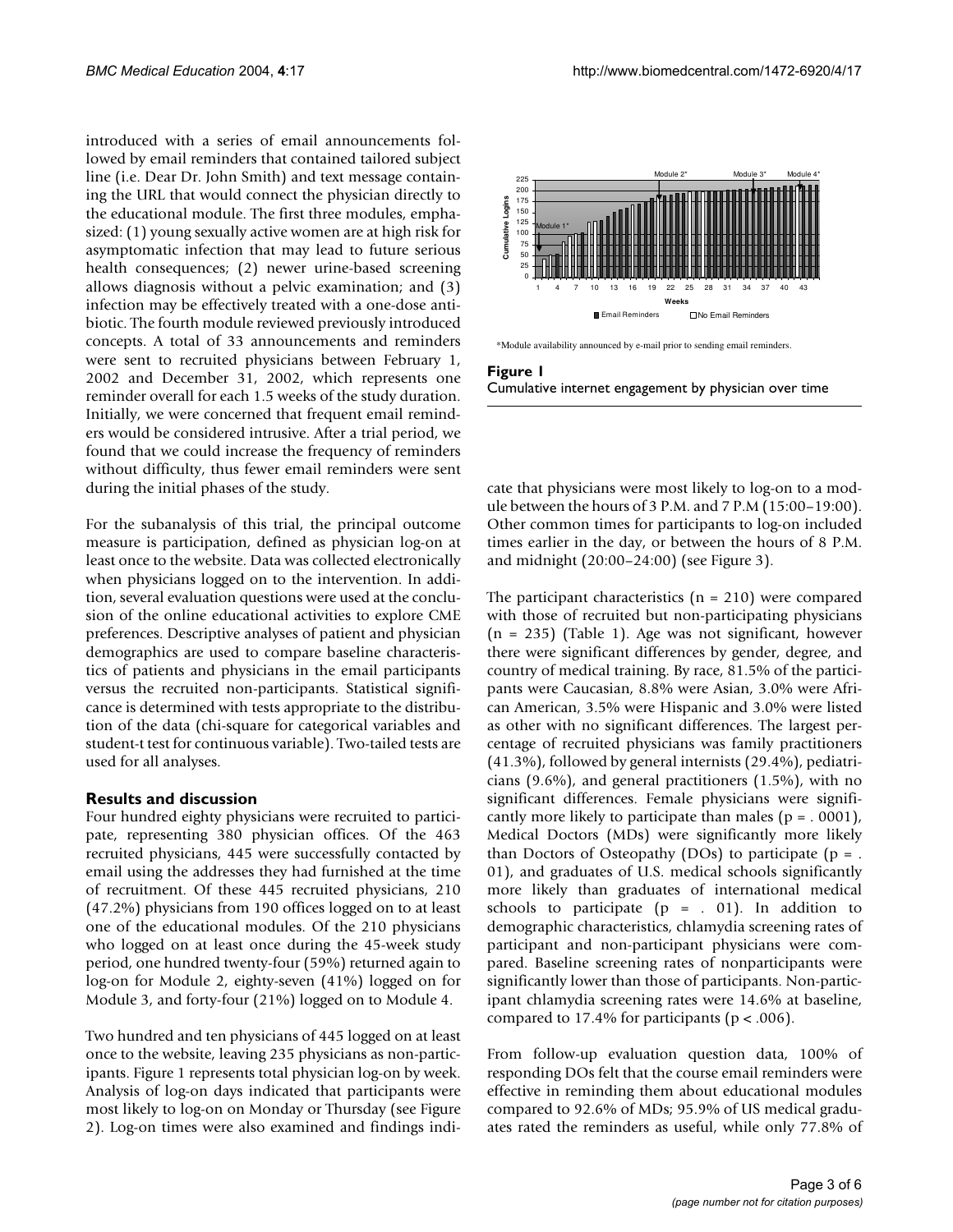introduced with a series of email announcements followed by email reminders that contained tailored subject line (i.e. Dear Dr. John Smith) and text message containing the URL that would connect the physician directly to the educational module. The first three modules, emphasized: (1) young sexually active women are at high risk for asymptomatic infection that may lead to future serious health consequences; (2) newer urine-based screening allows diagnosis without a pelvic examination; and (3) infection may be effectively treated with a one-dose antibiotic. The fourth module reviewed previously introduced concepts. A total of 33 announcements and reminders were sent to recruited physicians between February 1, 2002 and December 31, 2002, which represents one reminder overall for each 1.5 weeks of the study duration. Initially, we were concerned that frequent email reminders would be considered intrusive. After a trial period, we found that we could increase the frequency of reminders without difficulty, thus fewer email reminders were sent during the initial phases of the study.

For the subanalysis of this trial, the principal outcome measure is participation, defined as physician log-on at least once to the website. Data was collected electronically when physicians logged on to the intervention. In addition, several evaluation questions were used at the conclusion of the online educational activities to explore CME preferences. Descriptive analyses of patient and physician demographics are used to compare baseline characteristics of patients and physicians in the email participants versus the recruited non-participants. Statistical significance is determined with tests appropriate to the distribution of the data (chi-square for categorical variables and student-t test for continuous variable). Two-tailed tests are used for all analyses.

## Results and discussion

Four hundred eighty physicians were recruited to participate, representing 380 physician offices. Of the 463 recruited physicians, 445 were successfully contacted by email using the addresses they had furnished at the time of recruitment. Of these 445 recruited physicians, 210 (47.2%) physicians from 190 offices logged on to at least one of the educational modules. Of the 210 physicians who logged on at least once during the 45-week study period, one hundred twenty-four (59%) returned again to log-on for Module 2, eighty-seven (41%) logged on for Module 3, and forty-four (21%) logged on to Module 4.

Two hundred and ten physicians of 445 logged on at least once to the website, leaving 235 physicians as non-participants. Figure 1 represents total physician log-on by week. Analysis of log-on days indicated that participants were most likely to log-on on Monday or Thursday (see Figure 2). Log-on times were also examined and findings indicate that physicians were most likely to log-on to a module between the hours of 3 P.M. and 7 P.M (15:00–19:00). Other common times for participants to log-on included times earlier in the day, or between the hours of 8 P.M. and midnight (20:00–24:00) (see Figure 3).

*Module availability announced by e-mail prior to sending email reminders.

**Figure 1**
Cumulative internet engagement by physician over time

The participant characteristics (n = 210) were compared with those of recruited but non-participating physicians (n = 235) (Table 1). Age was not significant, however there were significant differences by gender, degree, and country of medical training. By race, 81.5% of the participants were Caucasian, 8.8% were Asian, 3.0% were African American, 3.5% were Hispanic and 3.0% were listed as other with no significant differences. The largest percentage of recruited physicians was family practitioners (41.3%), followed by general internists (29.4%), pediatricians (9.6%), and general practitioners (1.5%), with no significant differences. Female physicians were significantly more likely to participate than males ($p = .0001$), Medical Doctors (MDs) were significantly more likely than Doctors of Osteopathy (DOs) to participate ($p = .01$), and graduates of U.S. medical schools significantly more likely than graduates of international medical schools to participate ($p = .01$). In addition to demographic characteristics, chlamydia screening rates of participant and non-participant physicians were compared. Baseline screening rates of nonparticipants were significantly lower than those of participants. Non-participant chlamydia screening rates were 14.6% at baseline, compared to 17.4% for participants ($p < .006$).

From follow-up evaluation question data, 100% of responding DOs felt that the course email reminders were effective in reminding them about educational modules compared to 92.6% of MDs; 95.9% of US medical graduates rated the reminders as useful, while only 77.8% of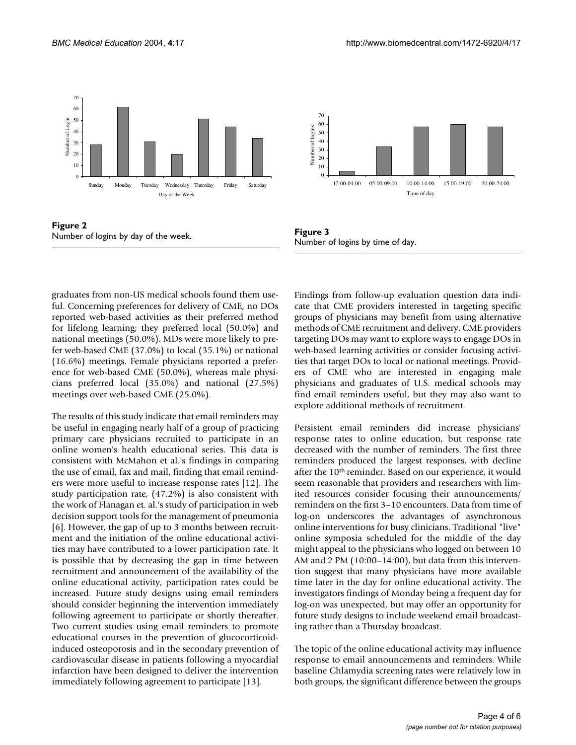**Figure 2**
Number of logins by day of the week.

**Figure 3**
Number of logins by time of day.

graduates from non-US medical schools found them useful. Concerning preferences for delivery of CME, no DOs reported web-based activities as their preferred method for lifelong learning; they preferred local (50.0%) and national meetings (50.0%). MDs were more likely to prefer web-based CME (37.0%) to local (35.1%) or national (16.6%) meetings. Female physicians reported a preference for web-based CME (50.0%), whereas male physicians preferred local (35.0%) and national (27.5%) meetings over web-based CME (25.0%).

The results of this study indicate that email reminders may be useful in engaging nearly half of a group of practicing primary care physicians recruited to participate in an online women's health educational series. This data is consistent with McMahon et al.'s findings in comparing the use of email, fax and mail, finding that email reminders were more useful to increase response rates [12]. The study participation rate, (47.2%) is also consistent with the work of Flanagan et. al.'s study of participation in web decision support tools for the management of pneumonia [6]. However, the gap of up to 3 months between recruitment and the initiation of the online educational activities may have contributed to a lower participation rate. It is possible that by decreasing the gap in time between recruitment and announcement of the availability of the online educational activity, participation rates could be increased. Future study designs using email reminders should consider beginning the intervention immediately following agreement to participate or shortly thereafter. Two current studies using email reminders to promote educational courses in the prevention of glucocorticoid-induced osteoporosis and in the secondary prevention of cardiovascular disease in patients following a myocardial infarction have been designed to deliver the intervention immediately following agreement to participate [13].

Findings from follow-up evaluation question data indicate that CME providers interested in targeting specific groups of physicians may benefit from using alternative methods of CME recruitment and delivery. CME providers targeting DOs may want to explore ways to engage DOs in web-based learning activities or consider focusing activities that target DOs to local or national meetings. Providers of CME who are interested in engaging male physicians and graduates of U.S. medical schools may find email reminders useful, but they may also want to explore additional methods of recruitment.

Persistent email reminders did increase physicians' response rates to online education, but response rate decreased with the number of reminders. The first three reminders produced the largest responses, with decline after the 10th reminder. Based on our experience, it would seem reasonable that providers and researchers with limited resources consider focusing their announcements/reminders on the first 3–10 encounters. Data from time of log-on underscores the advantages of asynchronous online interventions for busy clinicians. Traditional "live" online symposia scheduled for the middle of the day might appeal to the physicians who logged on between 10 AM and 2 PM (10:00–14:00), but data from this intervention suggest that many physicians have more available time later in the day for online educational activity. The investigators findings of Monday being a frequent day for log-on was unexpected, but may offer an opportunity for future study designs to include weekend email broadcasting rather than a Thursday broadcast.

The topic of the online educational activity may influence response to email announcements and reminders. While baseline Chlamydia screening rates were relatively low in both groups, the significant difference between the groups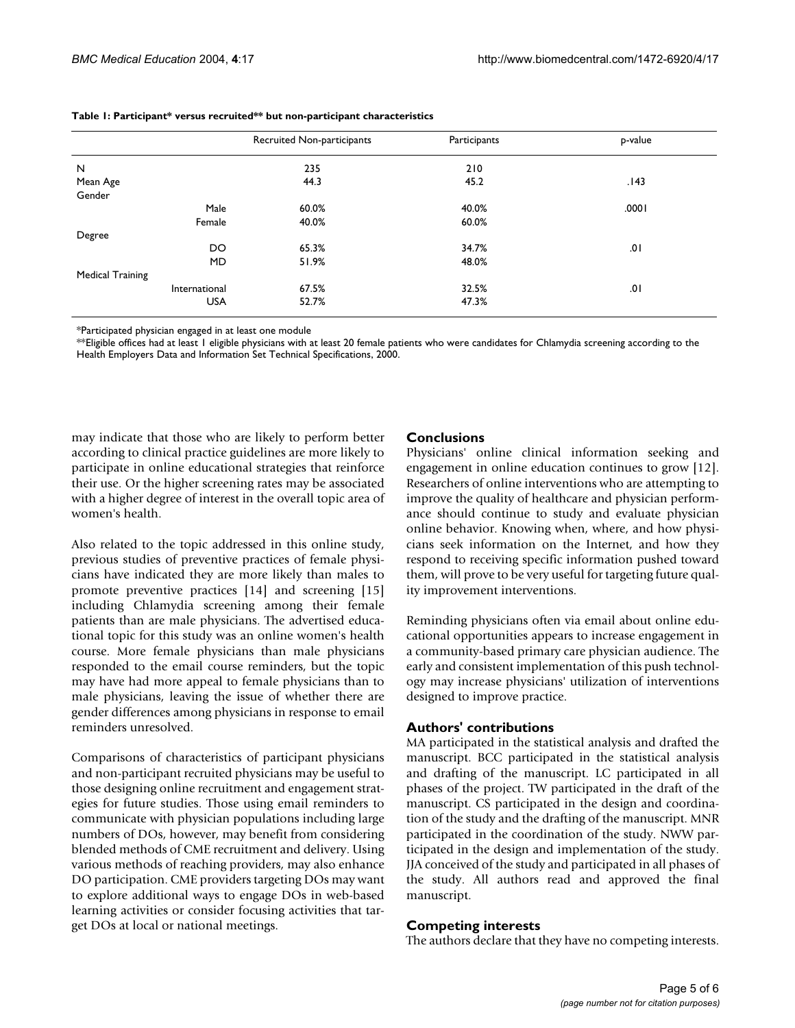**Table 1: Participant* versus recruited** but non-participant characteristics**

| | | Recruited Non-participants | Participants | p-value |
|---|---|---|---|---|
| N | | 235 | 210 | |
| Mean Age | | 44.3 | 45.2 | .143 |
| Gender | | | | |
| | Male | 60.0% | 40.0% | .0001 |
| | Female | 40.0% | 60.0% | |
| Degree | | | | |
| | DO | 65.3% | 34.7% | .01 |
| | MD | 51.9% | 48.0% | |
| Medical Training | | | | |
| | International | 67.5% | 32.5% | .01 |
| | USA | 52.7% | 47.3% | |

*Participated physician engaged in at least one module

**Eligible offices had at least 1 eligible physicians with at least 20 female patients who were candidates for Chlamydia screening according to the Health Employers Data and Information Set Technical Specifications, 2000.

may indicate that those who are likely to perform better according to clinical practice guidelines are more likely to participate in online educational strategies that reinforce their use. Or the higher screening rates may be associated with a higher degree of interest in the overall topic area of women's health.

Also related to the topic addressed in this online study, previous studies of preventive practices of female physicians have indicated they are more likely than males to promote preventive practices [14] and screening [15] including Chlamydia screening among their female patients than are male physicians. The advertised educational topic for this study was an online women's health course. More female physicians than male physicians responded to the email course reminders, but the topic may have had more appeal to female physicians than to male physicians, leaving the issue of whether there are gender differences among physicians in response to email reminders unresolved.

Comparisons of characteristics of participant physicians and non-participant recruited physicians may be useful to those designing online recruitment and engagement strategies for future studies. Those using email reminders to communicate with physician populations including large numbers of DOs, however, may benefit from considering blended methods of CME recruitment and delivery. Using various methods of reaching providers, may also enhance DO participation. CME providers targeting DOs may want to explore additional ways to engage DOs in web-based learning activities or consider focusing activities that target DOs at local or national meetings.

## Conclusions

Physicians' online clinical information seeking and engagement in online education continues to grow [12]. Researchers of online interventions who are attempting to improve the quality of healthcare and physician performance should continue to study and evaluate physician online behavior. Knowing when, where, and how physicians seek information on the Internet, and how they respond to receiving specific information pushed toward them, will prove to be very useful for targeting future quality improvement interventions.

Reminding physicians often via email about online educational opportunities appears to increase engagement in a community-based primary care physician audience. The early and consistent implementation of this push technology may increase physicians' utilization of interventions designed to improve practice.

## Authors' contributions

MA participated in the statistical analysis and drafted the manuscript. BCC participated in the statistical analysis and drafting of the manuscript. LC participated in all phases of the project. TW participated in the draft of the manuscript. CS participated in the design and coordination of the study and the drafting of the manuscript. MNR participated in the coordination of the study. NWW participated in the design and implementation of the study. JJA conceived of the study and participated in all phases of the study. All authors read and approved the final manuscript.

## Competing interests

The authors declare that they have no competing interests.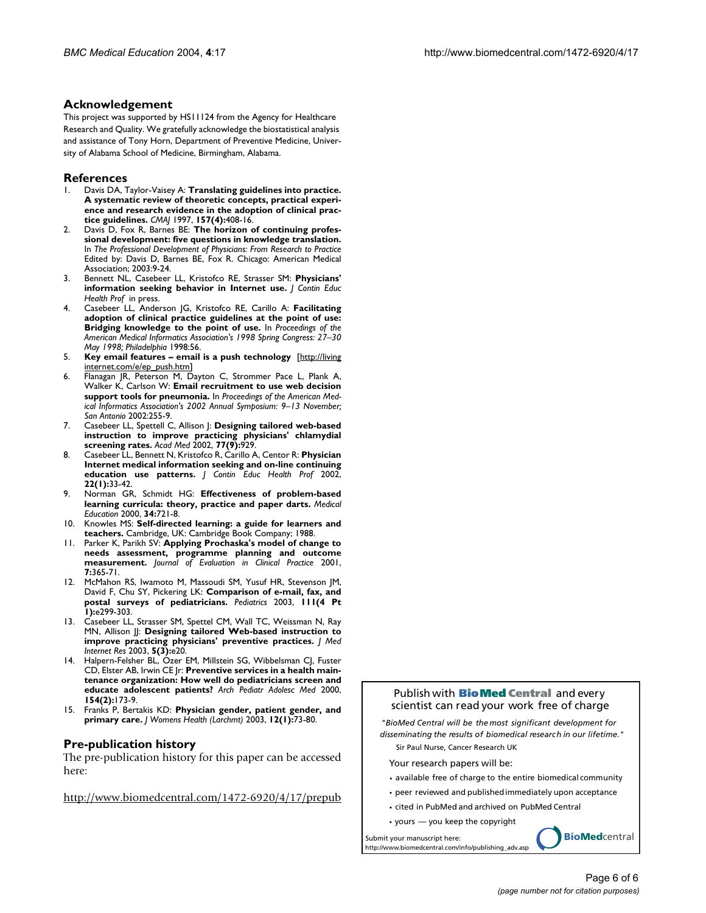## Acknowledgement

This project was supported by HS11124 from the Agency for Healthcare Research and Quality. We gratefully acknowledge the biostatistical analysis and assistance of Tony Horn, Department of Preventive Medicine, University of Alabama School of Medicine, Birmingham, Alabama.

## References

1. Davis DA, Taylor-Vaisey A: **Translating guidelines into practice. A systematic review of theoretic concepts, practical experience and research evidence in the adoption of clinical practice guidelines.** *CMAJ* 1997, **157(4):**408-16.
2. Davis D, Fox R, Barnes BE: **The horizon of continuing professional development: five questions in knowledge translation.** In *The Professional Development of Physicians: From Research to Practice* Edited by: Davis D, Barnes BE, Fox R. Chicago: American Medical Association; 2003:9-24.
3. Bennett NL, Casebeer LL, Kristofco RE, Strasser SM: **Physicians' information seeking behavior in Internet use.** *J Contin Educ Health Prof* in press.
4. Casebeer LL, Anderson JG, Kristofco RE, Carillo A: **Facilitating adoption of clinical practice guidelines at the point of use: Bridging knowledge to the point of use.** In *Proceedings of the American Medical Informatics Association's 1998 Spring Congress: 27–30 May 1998; Philadelphia* 1998:56.
5. **Key email features – email is a push technology** [http://livinginternet.com/e/ep_push.htm]
6. Flanagan JR, Peterson M, Dayton C, Strommer Pace L, Plank A, Walker K, Carlson W: **Email recruitment to use web decision support tools for pneumonia.** In *Proceedings of the American Medical Informatics Association's 2002 Annual Symposium: 9–13 November; San Antonio* 2002:255-9.
7. Casebeer LL, Spettell C, Allison J: **Designing tailored web-based instruction to improve practicing physicians' chlamydial screening rates.** *Acad Med* 2002, **77(9):**929.
8. Casebeer LL, Bennett N, Kristofco R, Carillo A, Centor R: **Physician Internet medical information seeking and on-line continuing education use patterns.** *J Contin Educ Health Prof* 2002, **22(1):**33-42.
9. Norman GR, Schmidt HG: **Effectiveness of problem-based learning curricula: theory, practice and paper darts.** *Medical Education* 2000, **34:**721-8.
10. Knowles MS: **Self-directed learning: a guide for learners and teachers.** Cambridge, UK: Cambridge Book Company; 1988.
11. Parker K, Parikh SV: **Applying Prochaska's model of change to needs assessment, programme planning and outcome measurement.** *Journal of Evaluation in Clinical Practice* 2001, **7:**365-71.
12. McMahon RS, Iwamoto M, Massoudi SM, Yusuf HR, Stevenson JM, David F, Chu SY, Pickering LK: **Comparison of e-mail, fax, and postal surveys of pediatricians.** *Pediatrics* 2003, **111(4 Pt 1):**e299-303.
13. Casebeer LL, Strasser SM, Spettel CM, Wall TC, Weissman N, Ray MN, Allison JJ: **Designing tailored Web-based instruction to improve practicing physicians' preventive practices.** *J Med Internet Res* 2003, **5(3):**e20.
14. Halpern-Felsher BL, Ozer EM, Millstein SG, Wibbelsman CJ, Fuster CD, Elster AB, Irwin CE Jr: **Preventive services in a health maintenance organization: How well do pediatricians screen and educate adolescent patients?** *Arch Pediatr Adolesc Med* 2000, **154(2):**173-9.
15. Franks P, Bertakis KD: **Physician gender, patient gender, and primary care.** *J Womens Health (Larchmt)* 2003, **12(1):**73-80.

## Pre-publication history

The pre-publication history for this paper can be accessed here:

http://www.biomedcentral.com/1472-6920/4/17/prepub

Publish with **BioMed Central** and every scientist can read your work free of charge

*"BioMed Central will be the most significant development for disseminating the results of biomedical research in our lifetime."*
Sir Paul Nurse, Cancer Research UK

Your research papers will be:

- available free of charge to the entire biomedical community
- peer reviewed and published immediately upon acceptance
- cited in PubMed and archived on PubMed Central
- yours — you keep the copyright

Submit your manuscript here:
http://www.biomedcentral.com/info/publishing_adv.asp

BioMedcentral